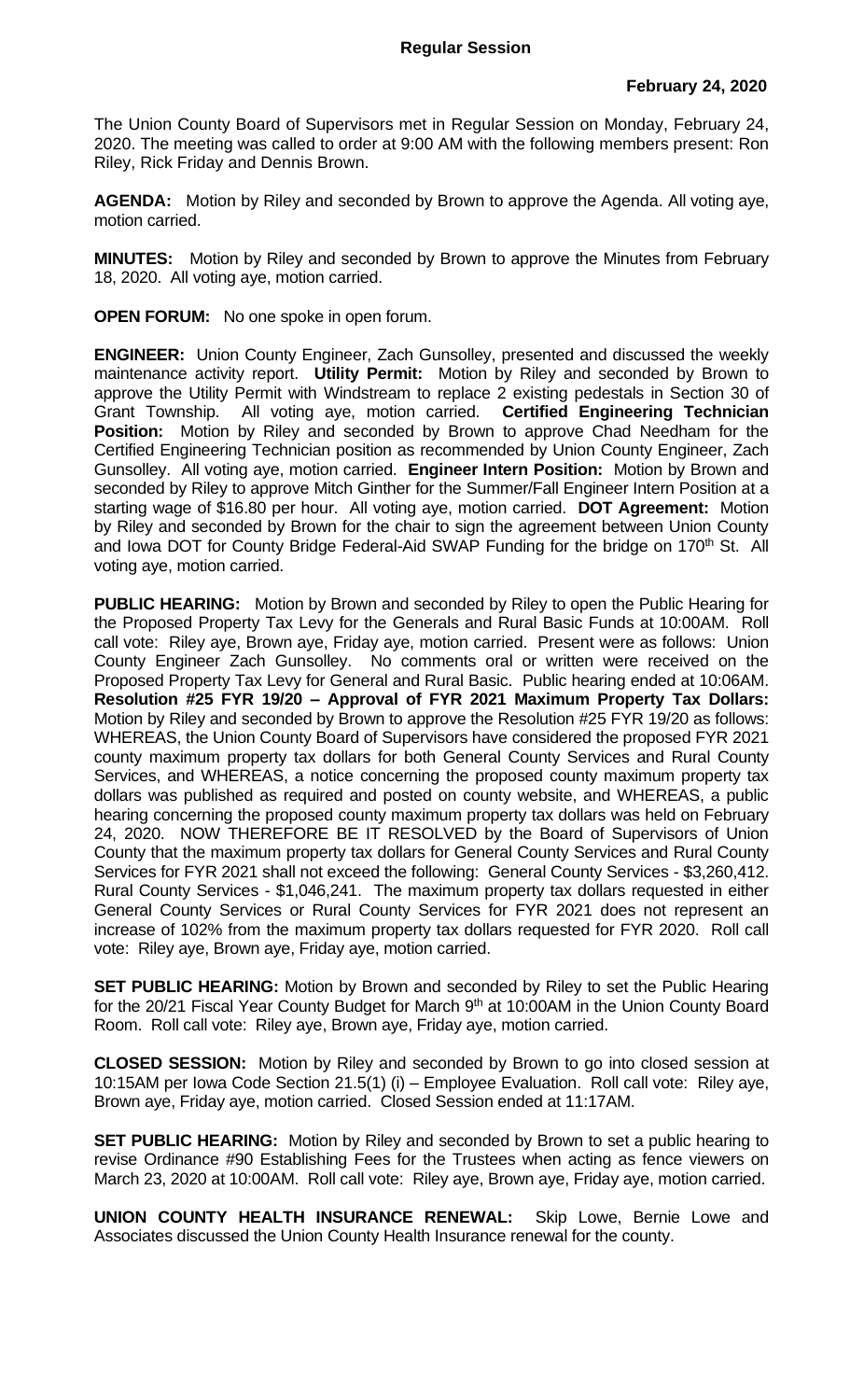**Regular Session**

**February 24, 2020**

The Union County Board of Supervisors met in Regular Session on Monday, February 24, 2020. The meeting was called to order at 9:00 AM with the following members present: Ron Riley, Rick Friday and Dennis Brown.

**AGENDA:** Motion by Riley and seconded by Brown to approve the Agenda. All voting aye, motion carried.

**MINUTES:** Motion by Riley and seconded by Brown to approve the Minutes from February 18, 2020. All voting aye, motion carried.

**OPEN FORUM:** No one spoke in open forum.

**ENGINEER:** Union County Engineer, Zach Gunsolley, presented and discussed the weekly maintenance activity report. **Utility Permit:** Motion by Riley and seconded by Brown to approve the Utility Permit with Windstream to replace 2 existing pedestals in Section 30 of Grant Township. All voting aye, motion carried. **Certified Engineering Technician Position:** Motion by Riley and seconded by Brown to approve Chad Needham for the Certified Engineering Technician position as recommended by Union County Engineer, Zach Gunsolley. All voting aye, motion carried. **Engineer Intern Position:** Motion by Brown and seconded by Riley to approve Mitch Ginther for the Summer/Fall Engineer Intern Position at a starting wage of $16.80 per hour. All voting aye, motion carried. **DOT Agreement:** Motion by Riley and seconded by Brown for the chair to sign the agreement between Union County and Iowa DOT for County Bridge Federal-Aid SWAP Funding for the bridge on 170th St. All voting aye, motion carried.

**PUBLIC HEARING:** Motion by Brown and seconded by Riley to open the Public Hearing for the Proposed Property Tax Levy for the Generals and Rural Basic Funds at 10:00AM. Roll call vote: Riley aye, Brown aye, Friday aye, motion carried. Present were as follows: Union County Engineer Zach Gunsolley. No comments oral or written were received on the Proposed Property Tax Levy for General and Rural Basic. Public hearing ended at 10:06AM. **Resolution #25 FYR 19/20 – Approval of FYR 2021 Maximum Property Tax Dollars:** Motion by Riley and seconded by Brown to approve the Resolution #25 FYR 19/20 as follows: WHEREAS, the Union County Board of Supervisors have considered the proposed FYR 2021 county maximum property tax dollars for both General County Services and Rural County Services, and WHEREAS, a notice concerning the proposed county maximum property tax dollars was published as required and posted on county website, and WHEREAS, a public hearing concerning the proposed county maximum property tax dollars was held on February 24, 2020. NOW THEREFORE BE IT RESOLVED by the Board of Supervisors of Union County that the maximum property tax dollars for General County Services and Rural County Services for FYR 2021 shall not exceed the following: General County Services - $3,260,412. Rural County Services - $1,046,241. The maximum property tax dollars requested in either General County Services or Rural County Services for FYR 2021 does not represent an increase of 102% from the maximum property tax dollars requested for FYR 2020. Roll call vote: Riley aye, Brown aye, Friday aye, motion carried.

**SET PUBLIC HEARING:** Motion by Brown and seconded by Riley to set the Public Hearing for the 20/21 Fiscal Year County Budget for March 9th at 10:00AM in the Union County Board Room. Roll call vote: Riley aye, Brown aye, Friday aye, motion carried.

**CLOSED SESSION:** Motion by Riley and seconded by Brown to go into closed session at 10:15AM per Iowa Code Section 21.5(1) (i) – Employee Evaluation. Roll call vote: Riley aye, Brown aye, Friday aye, motion carried. Closed Session ended at 11:17AM.

**SET PUBLIC HEARING:** Motion by Riley and seconded by Brown to set a public hearing to revise Ordinance #90 Establishing Fees for the Trustees when acting as fence viewers on March 23, 2020 at 10:00AM. Roll call vote: Riley aye, Brown aye, Friday aye, motion carried.

**UNION COUNTY HEALTH INSURANCE RENEWAL:** Skip Lowe, Bernie Lowe and Associates discussed the Union County Health Insurance renewal for the county.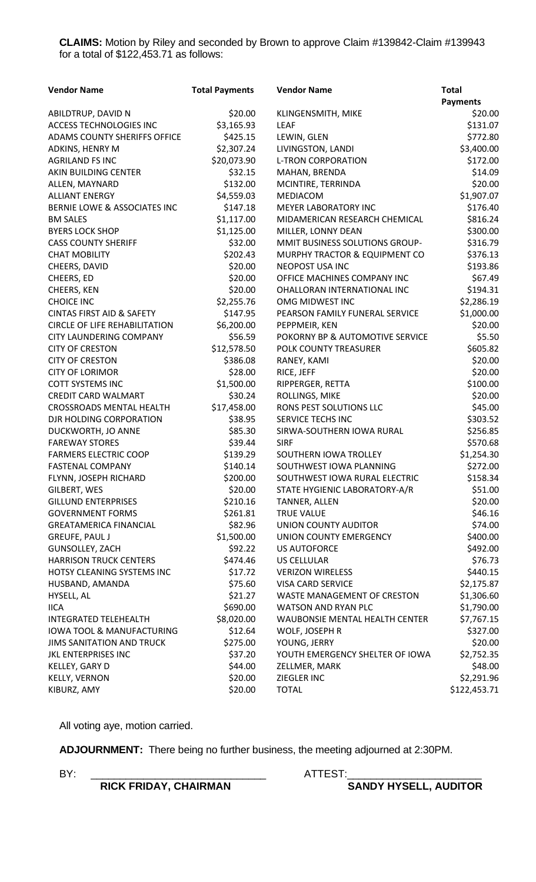**CLAIMS:** Motion by Riley and seconded by Brown to approve Claim #139842-Claim #139943 for a total of $122,453.71 as follows:

| Vendor Name | Total Payments | Vendor Name | Total Payments |
|---|---|---|---|
| ABILDTRUP, DAVID N | $20.00 | KLINGENSMITH, MIKE | $20.00 |
| ACCESS TECHNOLOGIES INC | $3,165.93 | LEAF | $131.07 |
| ADAMS COUNTY SHERIFFS OFFICE | $425.15 | LEWIN, GLEN | $772.80 |
| ADKINS, HENRY M | $2,307.24 | LIVINGSTON, LANDI | $3,400.00 |
| AGRILAND FS INC | $20,073.90 | L-TRON CORPORATION | $172.00 |
| AKIN BUILDING CENTER | $32.15 | MAHAN, BRENDA | $14.09 |
| ALLEN, MAYNARD | $132.00 | MCINTIRE, TERRINDA | $20.00 |
| ALLIANT ENERGY | $4,559.03 | MEDIACOM | $1,907.07 |
| BERNIE LOWE & ASSOCIATES INC | $147.18 | MEYER LABORATORY INC | $176.40 |
| BM SALES | $1,117.00 | MIDAMERICAN RESEARCH CHEMICAL | $816.24 |
| BYERS LOCK SHOP | $1,125.00 | MILLER, LONNY DEAN | $300.00 |
| CASS COUNTY SHERIFF | $32.00 | MMIT BUSINESS SOLUTIONS GROUP- | $316.79 |
| CHAT MOBILITY | $202.43 | MURPHY TRACTOR & EQUIPMENT CO | $376.13 |
| CHEERS, DAVID | $20.00 | NEOPOST USA INC | $193.86 |
| CHEERS, ED | $20.00 | OFFICE MACHINES COMPANY INC | $67.49 |
| CHEERS, KEN | $20.00 | OHALLORAN INTERNATIONAL INC | $194.31 |
| CHOICE INC | $2,255.76 | OMG MIDWEST INC | $2,286.19 |
| CINTAS FIRST AID & SAFETY | $147.95 | PEARSON FAMILY FUNERAL SERVICE | $1,000.00 |
| CIRCLE OF LIFE REHABILITATION | $6,200.00 | PEPPMEIR, KEN | $20.00 |
| CITY LAUNDERING COMPANY | $56.59 | POKORNY BP & AUTOMOTIVE SERVICE | $5.50 |
| CITY OF CRESTON | $12,578.50 | POLK COUNTY TREASURER | $605.82 |
| CITY OF CRESTON | $386.08 | RANEY, KAMI | $20.00 |
| CITY OF LORIMOR | $28.00 | RICE, JEFF | $20.00 |
| COTT SYSTEMS INC | $1,500.00 | RIPPERGER, RETTA | $100.00 |
| CREDIT CARD WALMART | $30.24 | ROLLINGS, MIKE | $20.00 |
| CROSSROADS MENTAL HEALTH | $17,458.00 | RONS PEST SOLUTIONS LLC | $45.00 |
| DJR HOLDING CORPORATION | $38.95 | SERVICE TECHS INC | $303.52 |
| DUCKWORTH, JO ANNE | $85.30 | SIRWA-SOUTHERN IOWA RURAL | $256.85 |
| FAREWAY STORES | $39.44 | SIRF | $570.68 |
| FARMERS ELECTRIC COOP | $139.29 | SOUTHERN IOWA TROLLEY | $1,254.30 |
| FASTENAL COMPANY | $140.14 | SOUTHWEST IOWA PLANNING | $272.00 |
| FLYNN, JOSEPH RICHARD | $200.00 | SOUTHWEST IOWA RURAL ELECTRIC | $158.34 |
| GILBERT, WES | $20.00 | STATE HYGIENIC LABORATORY-A/R | $51.00 |
| GILLUND ENTERPRISES | $210.16 | TANNER, ALLEN | $20.00 |
| GOVERNMENT FORMS | $261.81 | TRUE VALUE | $46.16 |
| GREATAMERICA FINANCIAL | $82.96 | UNION COUNTY AUDITOR | $74.00 |
| GREUFE, PAUL J | $1,500.00 | UNION COUNTY EMERGENCY | $400.00 |
| GUNSOLLEY, ZACH | $92.22 | US AUTOFORCE | $492.00 |
| HARRISON TRUCK CENTERS | $474.46 | US CELLULAR | $76.73 |
| HOTSY CLEANING SYSTEMS INC | $17.72 | VERIZON WIRELESS | $440.15 |
| HUSBAND, AMANDA | $75.60 | VISA CARD SERVICE | $2,175.87 |
| HYSELL, AL | $21.27 | WASTE MANAGEMENT OF CRESTON | $1,306.60 |
| IICA | $690.00 | WATSON AND RYAN PLC | $1,790.00 |
| INTEGRATED TELEHEALTH | $8,020.00 | WAUBONSIE MENTAL HEALTH CENTER | $7,767.15 |
| IOWA TOOL & MANUFACTURING | $12.64 | WOLF, JOSEPH R | $327.00 |
| JIMS SANITATION AND TRUCK | $275.00 | YOUNG, JERRY | $20.00 |
| JKL ENTERPRISES INC | $37.20 | YOUTH EMERGENCY SHELTER OF IOWA | $2,752.35 |
| KELLEY, GARY D | $44.00 | ZELLMER, MARK | $48.00 |
| KELLY, VERNON | $20.00 | ZIEGLER INC | $2,291.96 |
| KIBURZ, AMY | $20.00 | TOTAL | $122,453.71 |

All voting aye, motion carried.

**ADJOURNMENT:** There being no further business, the meeting adjourned at 2:30PM.

BY: \_\_\_\_\_\_\_\_\_\_\_\_\_\_\_\_\_\_\_\_\_\_\_\_\_\_\_\_ ATTEST:\_\_\_\_\_\_\_\_\_\_\_\_\_\_\_\_\_\_\_\_\_\_

**RICK FRIDAY, CHAIRMAN** **SANDY HYSELL, AUDITOR**